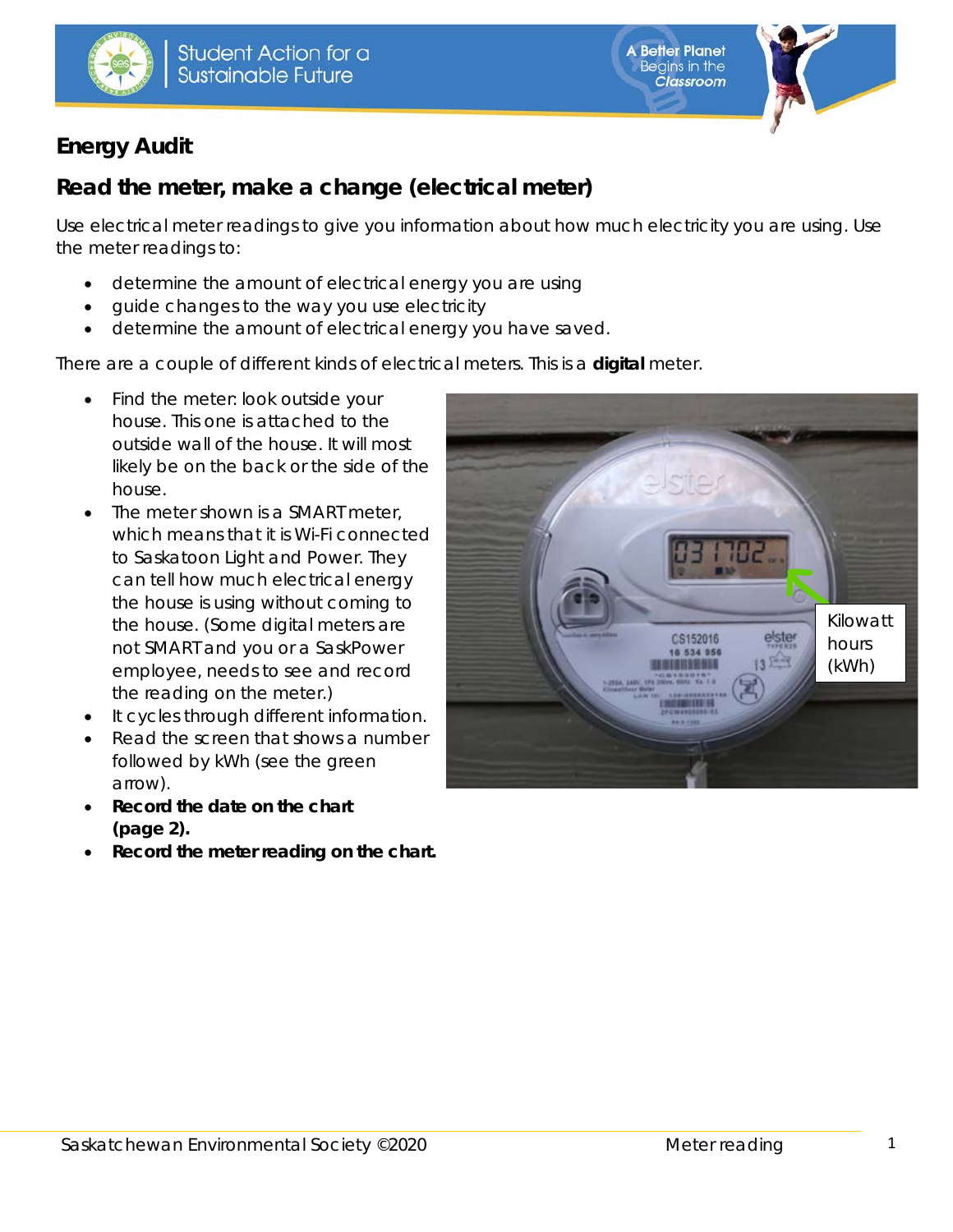## Energy Audit

## Read the meter, make a change (electrical meter)

Use electrical meter readings to give you information about how much electricity you are using. Use the meter readings to:

- determine the amount of electrical energy you are using
- guide changes to the way you use electricity
- determine the amount of electrical energy you have saved.

There are a couple of different kinds of electrical meters. This is a **digital** meter.

- Find the meter: look outside your house. This one is attached to the outside wall of the house. It will most likely be on the back or the side of the house.
- The meter shown is a SMART meter, which means that it is Wi-Fi connected to Saskatoon Light and Power. They can tell how much electrical energy the house is using without coming to the house. (Some digital meters are not SMART and you or a SaskPower employee, needs to see and record the reading on the meter.)
- It cycles through different information.
- Read the screen that shows a number followed by kWh (see the green arrow).
- **Record the date on the chart (page 2).**
- **Record the meter reading on the chart.**

Kilowatt hours (kWh)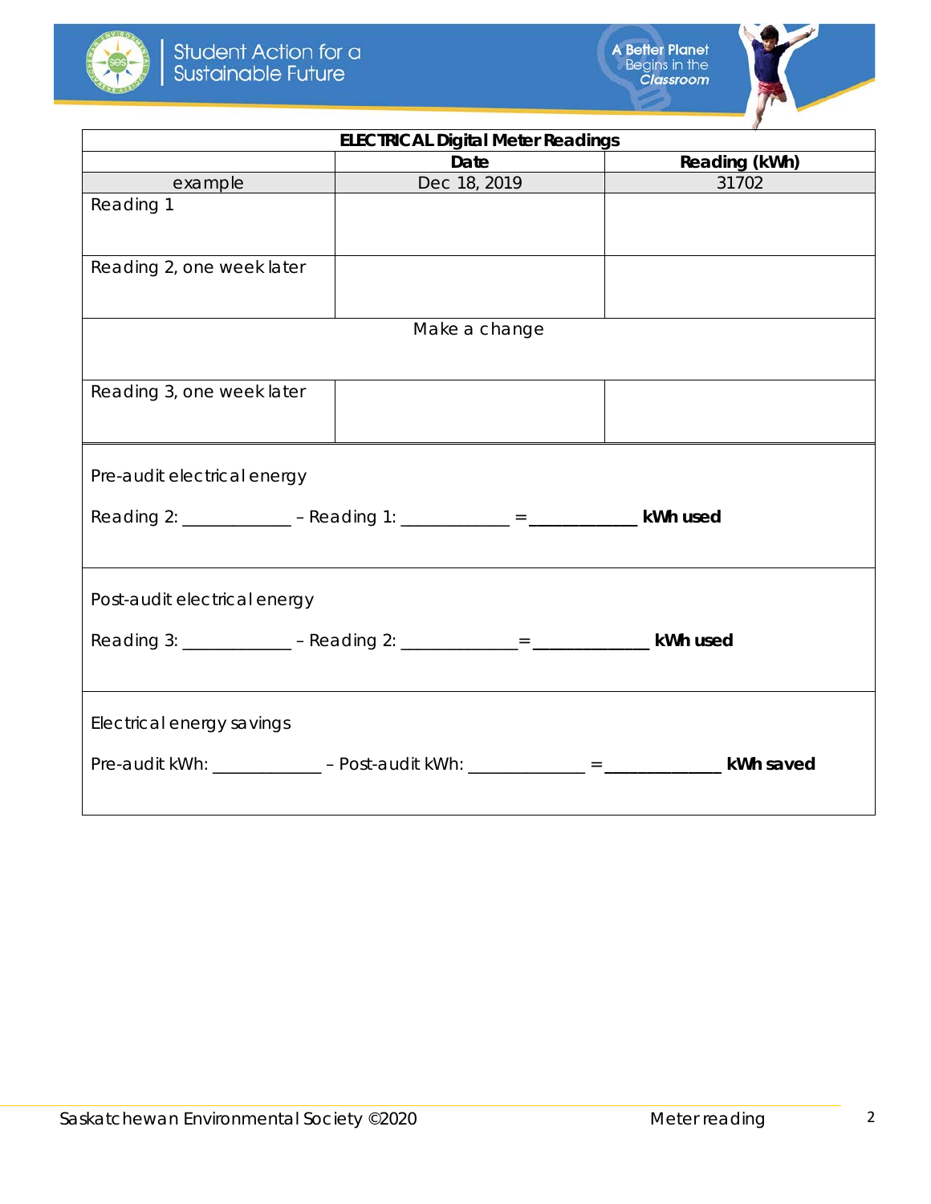| ELECTRICAL Digital Meter Readings | | |
|---|---|---|
| | **Date** | **Reading (kWh)** |
| example | Dec 18, 2019 | 31702 |
| Reading 1 | | |
| Reading 2, one week later | | |
| Make a change | | |
| Reading 3, one week later | | |

Pre-audit electrical energy

Reading 2: ____________ – Reading 1: ____________ = ____________ **kWh used**

Post-audit electrical energy

Reading 3: ____________ – Reading 2: _____________ = _____________ **kWh used**

Electrical energy savings

Pre-audit kWh: ____________ – Post-audit kWh: _____________ = _____________ **kWh saved**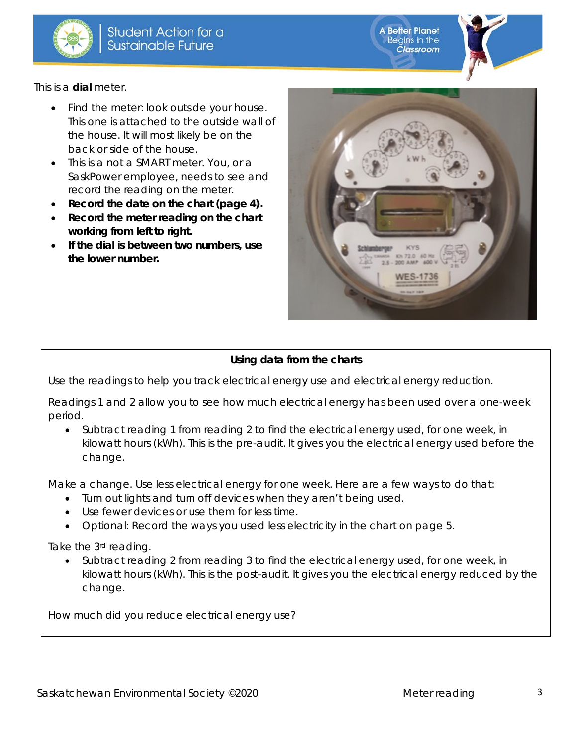This is a **dial** meter.

- Find the meter: look outside your house. This one is attached to the outside wall of the house. It will most likely be on the back or side of the house.
- This is a not a SMART meter. You, or a SaskPower employee, needs to see and record the reading on the meter.
- **Record the date on the chart (page 4).**
- **Record the meter reading on the chart working from left to right.**
- **If the dial is between two numbers, use the lower number.**

### Using data from the charts

Use the readings to help you track electrical energy use and electrical energy reduction.

Readings 1 and 2 allow you to see how much electrical energy has been used over a one-week period.

- Subtract reading 1 from reading 2 to find the electrical energy used, for one week, in kilowatt hours (kWh). This is the pre-audit. It gives you the electrical energy used before the change.

Make a change. Use less electrical energy for one week. Here are a few ways to do that:

- Turn out lights and turn off devices when they aren't being used.
- Use fewer devices or use them for less time.
- Optional: Record the ways you used less electricity in the chart on page 5.

Take the 3rd reading.

- Subtract reading 2 from reading 3 to find the electrical energy used, for one week, in kilowatt hours (kWh). This is the post-audit. It gives you the electrical energy reduced by the change.

How much did you reduce electrical energy use?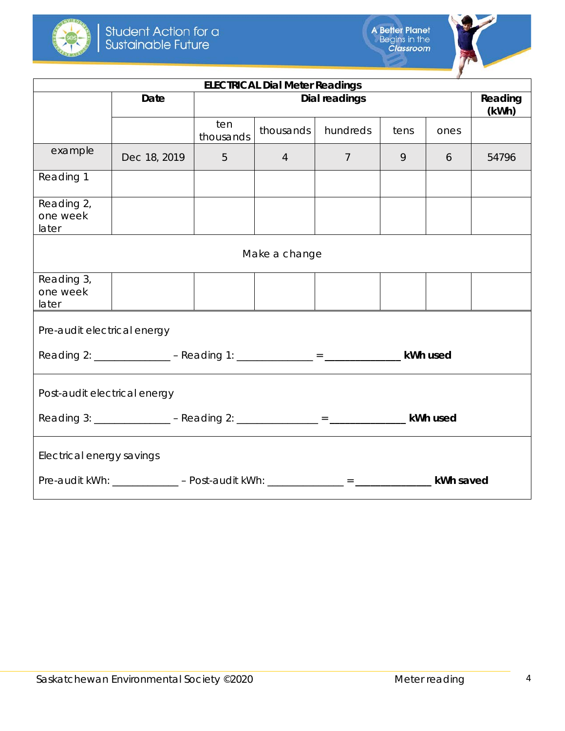## ELECTRICAL Dial Meter Readings

| | Date | Dial readings | | | | | Reading (kWh) |
|---|---|---|---|---|---|---|---|
| | | ten thousands | thousands | hundreds | tens | ones | |
| example | Dec 18, 2019 | 5 | 4 | 7 | 9 | 6 | 54796 |
| Reading 1 | | | | | | | |
| Reading 2, one week later | | | | | | | |
| Make a change | | | | | | | |
| Reading 3, one week later | | | | | | | |

Pre-audit electrical energy

Reading 2: ______________ – Reading 1: ______________ = ______________ **kWh used**

Post-audit electrical energy

Reading 3: ______________ – Reading 2: ______________ = ______________ **kWh used**

Electrical energy savings

Pre-audit kWh: ____________ – Post-audit kWh: ______________ = ______________ **kWh saved**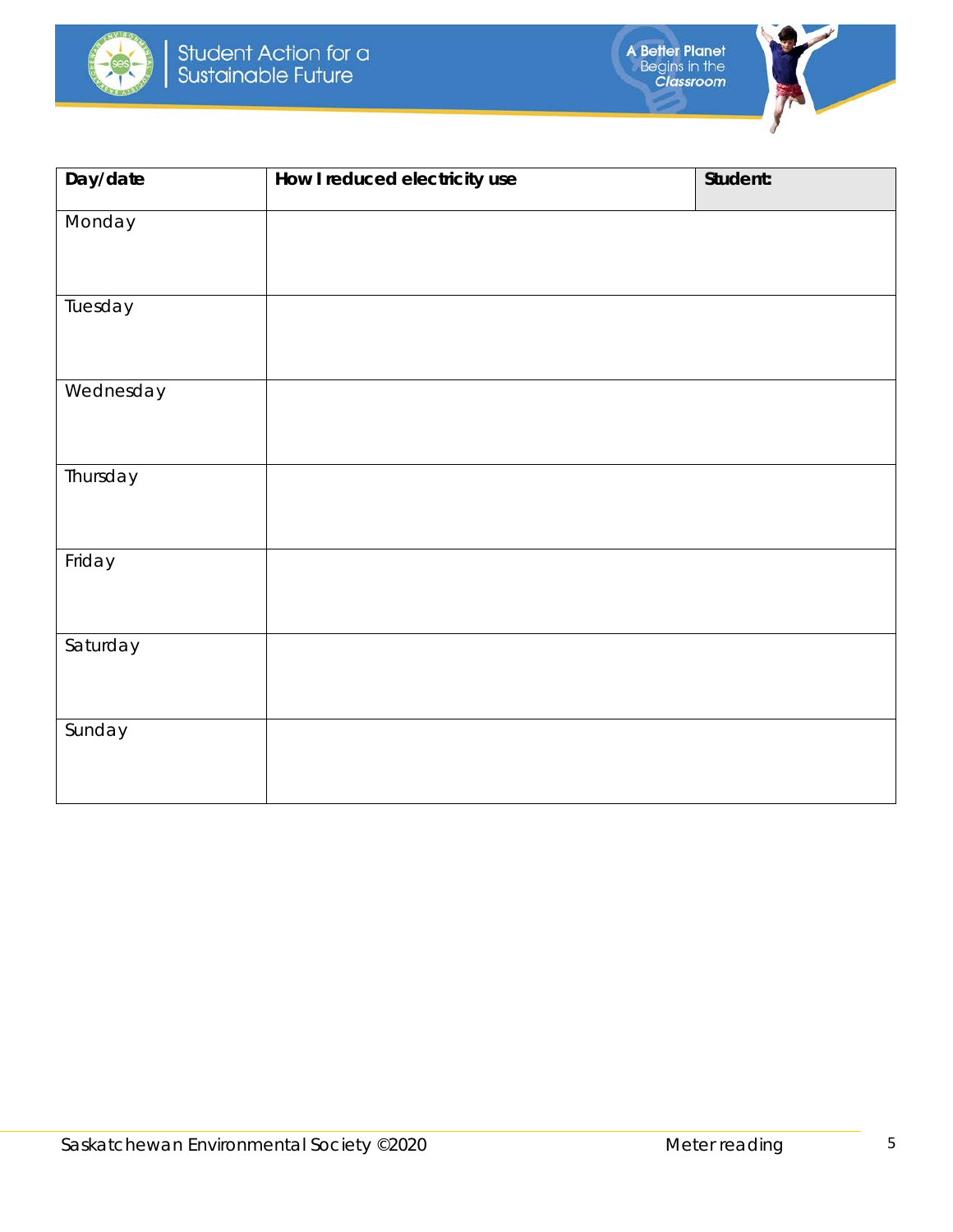| Day/date | How I reduced electricity use | Student: |
|---|---|---|
| Monday | | |
| Tuesday | | |
| Wednesday | | |
| Thursday | | |
| Friday | | |
| Saturday | | |
| Sunday | | |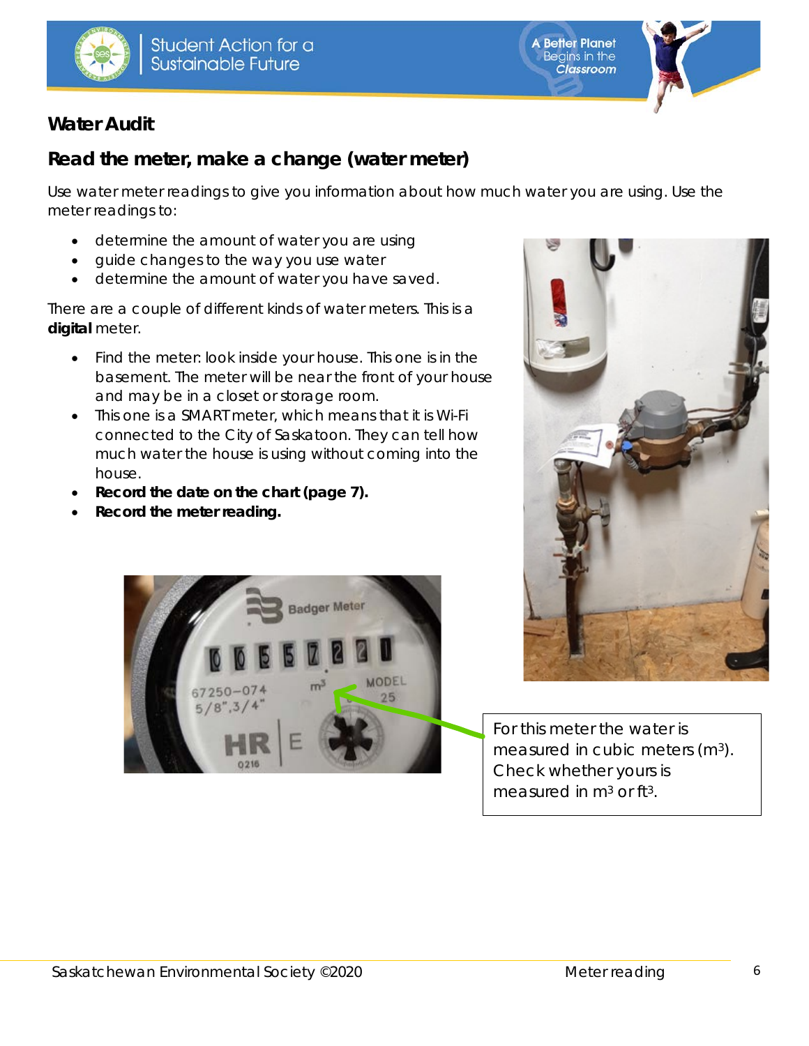## Water Audit

## Read the meter, make a change (water meter)

Use water meter readings to give you information about how much water you are using. Use the meter readings to:

- determine the amount of water you are using
- guide changes to the way you use water
- determine the amount of water you have saved.

There are a couple of different kinds of water meters. This is a **digital** meter.

- Find the meter: look inside your house. This one is in the basement. The meter will be near the front of your house and may be in a closet or storage room.
- This one is a SMART meter, which means that it is Wi-Fi connected to the City of Saskatoon. They can tell how much water the house is using without coming into the house.
- **Record the date on the chart (page 7).**
- **Record the meter reading.**

For this meter the water is measured in cubic meters ($m^3$). Check whether yours is measured in $m^3$ or $ft^3$.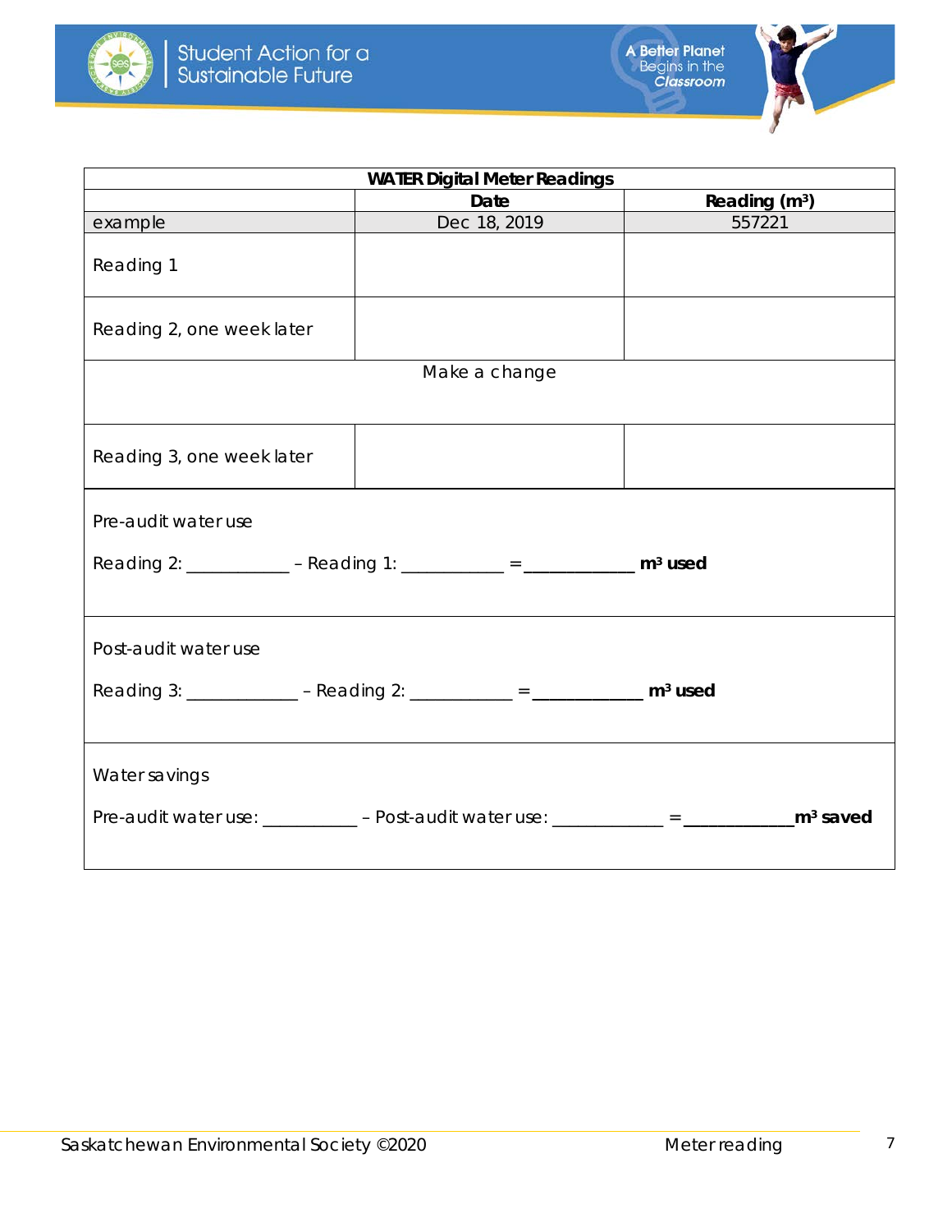| WATER Digital Meter Readings | | |
|---|---|---|
| | **Date** | **Reading ($m^3$)** |
| example | Dec 18, 2019 | 557221 |
| Reading 1 | | |
| Reading 2, one week later | | |
| Make a change | | |
| Reading 3, one week later | | |

Pre-audit water use

Reading 2: ___________ – Reading 1: ___________ = ____________ **$m^3$ used**

Post-audit water use

Reading 3: ____________ – Reading 2: ___________ = ____________ **$m^3$ used**

Water savings

Pre-audit water use: __________ – Post-audit water use: ____________ = ____________ **$m^3$ saved**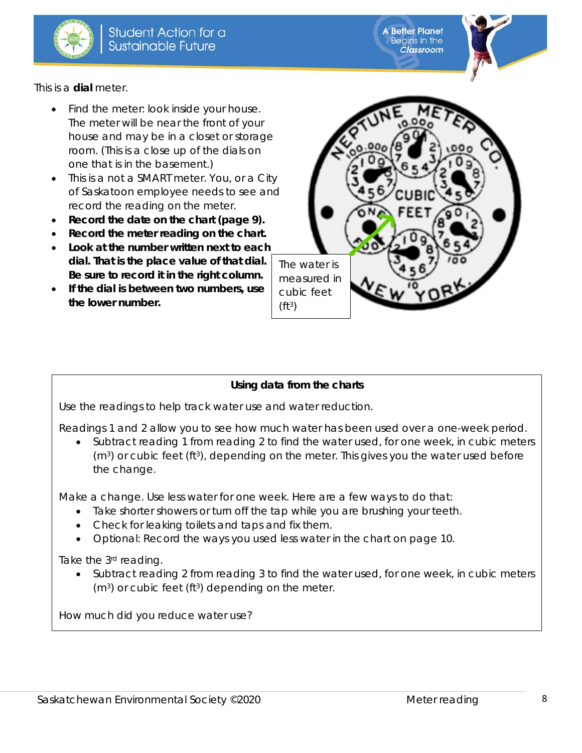This is a **dial** meter.

- Find the meter: look inside your house. The meter will be near the front of your house and may be in a closet or storage room. (This is a close up of the dials on one that is in the basement.)
- This is a not a SMART meter. You, or a City of Saskatoon employee needs to see and record the reading on the meter.
- **Record the date on the chart (page 9).**
- **Record the meter reading on the chart.**
- **Look at the number written next to each dial. That is the place value of that dial. Be sure to record it in the right column.**
- **If the dial is between two numbers, use the lower number.**

The water is measured in cubic feet ($ft^3$)

**Using data from the charts**

Use the readings to help track water use and water reduction.

Readings 1 and 2 allow you to see how much water has been used over a one-week period.

- Subtract reading 1 from reading 2 to find the water used, for one week, in cubic meters ($m^3$) or cubic feet ($ft^3$), depending on the meter. This gives you the water used before the change.

Make a change. Use less water for one week. Here are a few ways to do that:

- Take shorter showers or turn off the tap while you are brushing your teeth.
- Check for leaking toilets and taps and fix them.
- Optional: Record the ways you used less water in the chart on page 10.

Take the 3rd reading.

- Subtract reading 2 from reading 3 to find the water used, for one week, in cubic meters ($m^3$) or cubic feet ($ft^3$) depending on the meter.

How much did you reduce water use?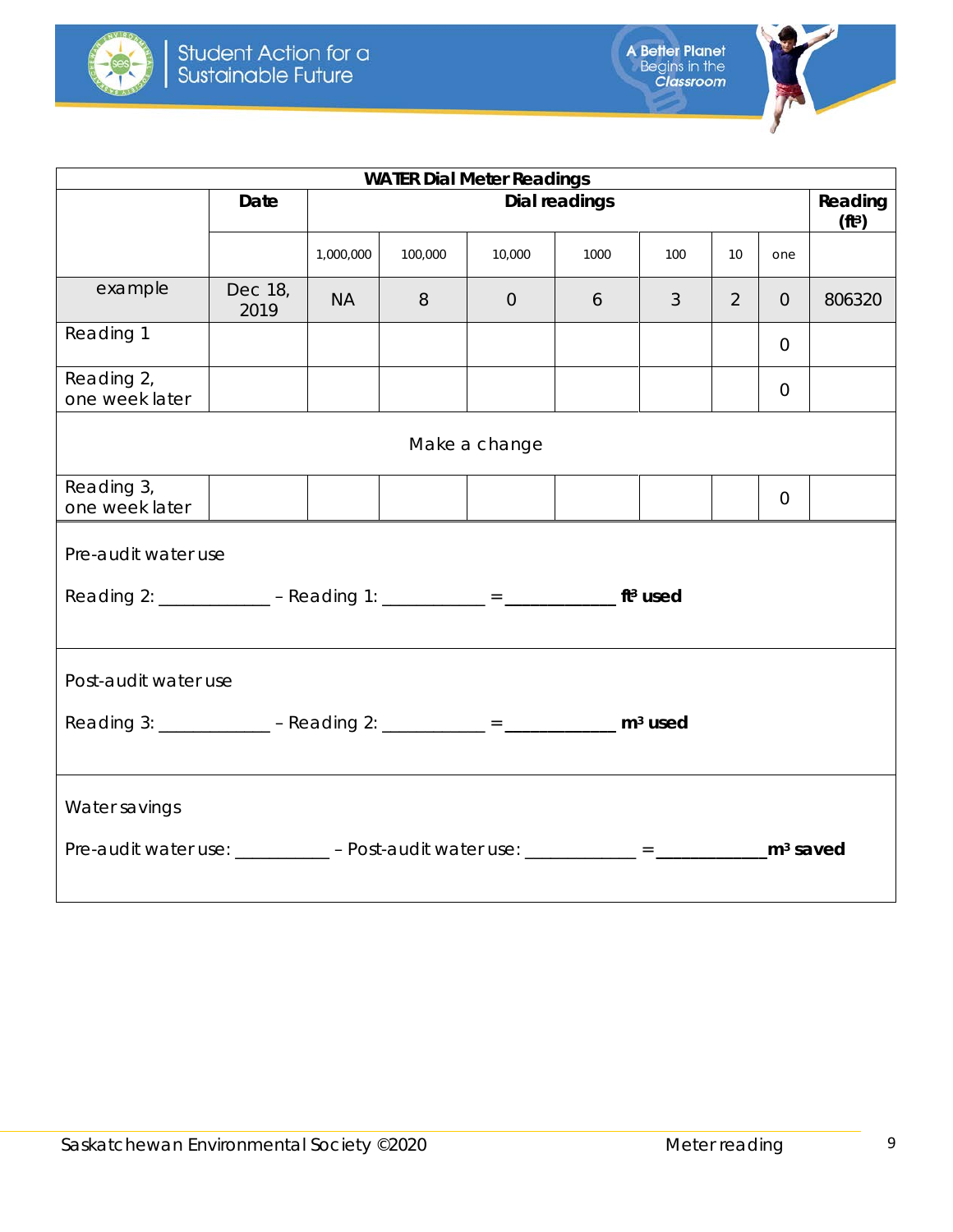| WATER Dial Meter Readings | | | | | | | | | |
|---|---|---|---|---|---|---|---|---|---|
| | Date | Dial readings | | | | | | | Reading ($ft^3$) |
| | | 1,000,000 | 100,000 | 10,000 | 1000 | 100 | 10 | one | |
| example | Dec 18, 2019 | NA | 8 | 0 | 6 | 3 | 2 | 0 | 806320 |
| Reading 1 | | | | | | | | 0 | |
| Reading 2, one week later | | | | | | | | 0 | |
| Make a change | | | | | | | | | |
| Reading 3, one week later | | | | | | | | 0 | |

Pre-audit water use

Reading 2: ____________ – Reading 1: ___________ = ____________ **$ft^3$ used**

Post-audit water use

Reading 3: ____________ – Reading 2: ___________ = ____________ **$m^3$ used**

Water savings

Pre-audit water use: __________ – Post-audit water use: ____________ = ____________ **$m^3$ saved**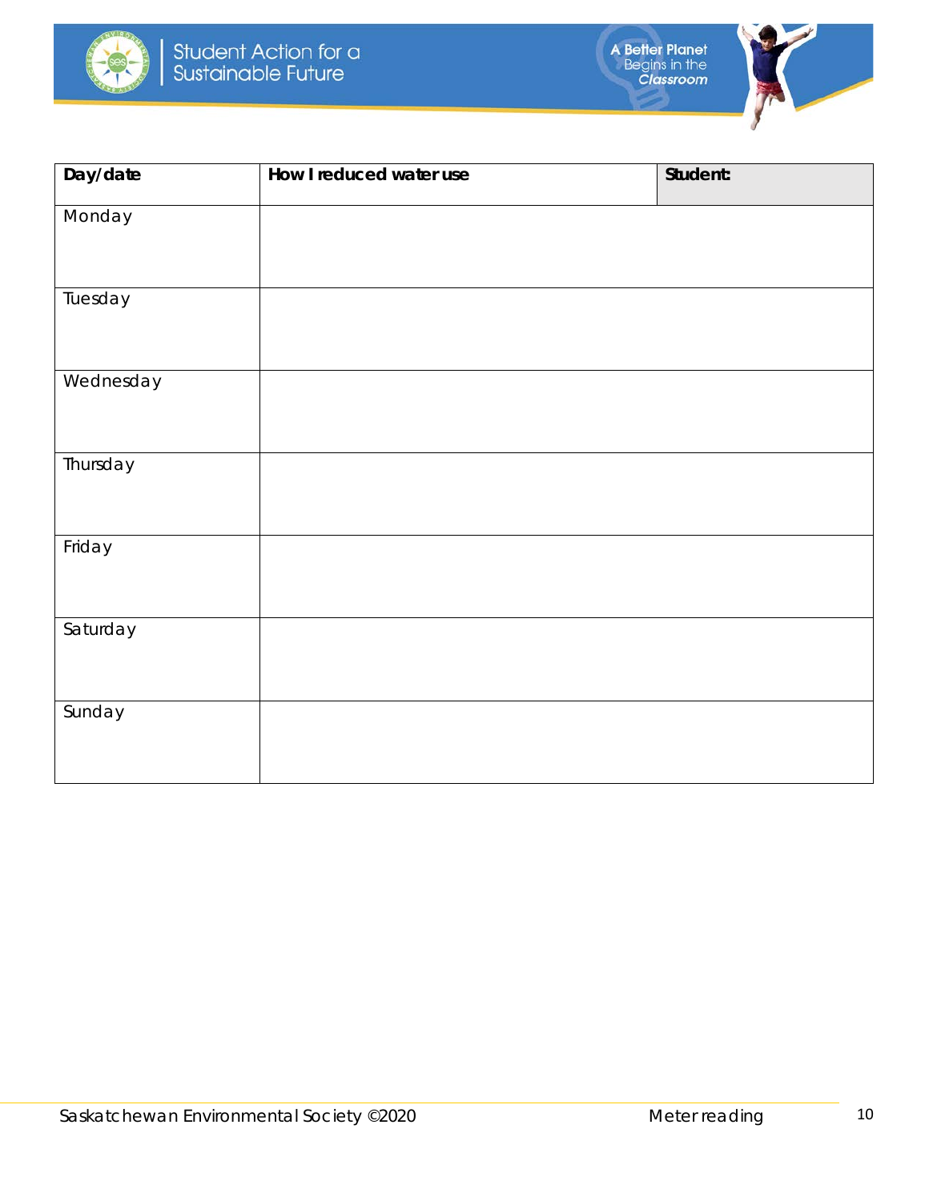| Day/date | How I reduced water use | Student: |
|---|---|---|
| Monday | | |
| Tuesday | | |
| Wednesday | | |
| Thursday | | |
| Friday | | |
| Saturday | | |
| Sunday | | |